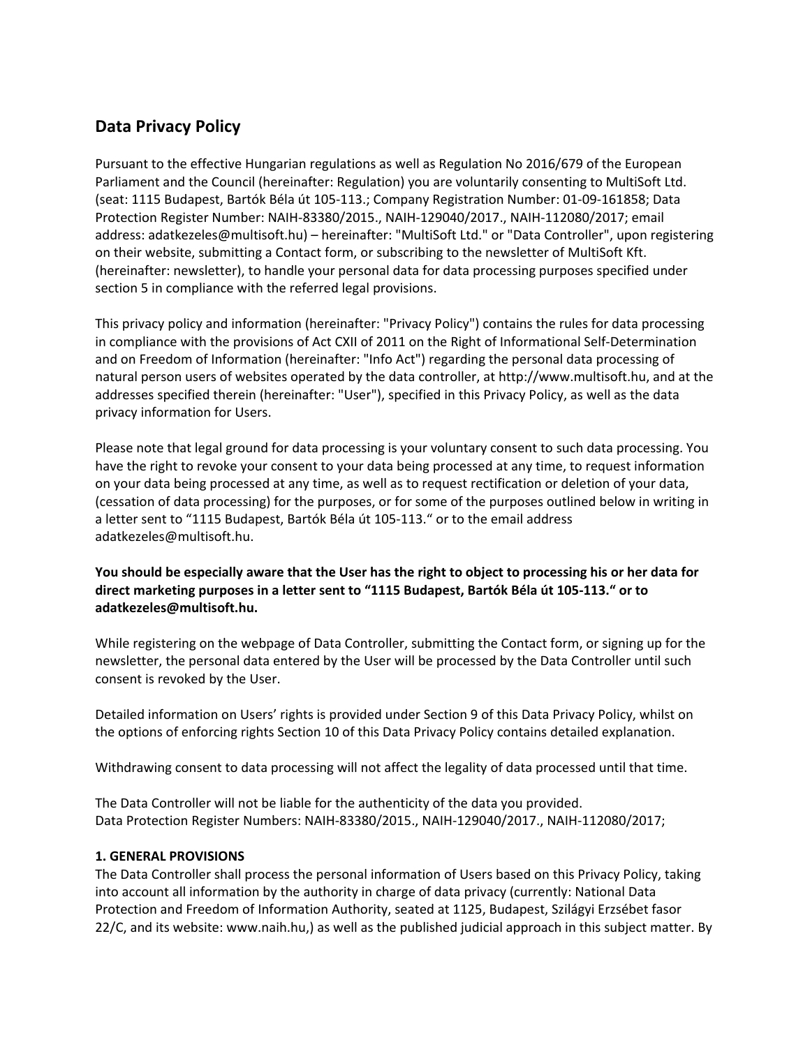## Data Privacy Policy

Pursuant to the effective Hungarian regulations as well as Regulation No 2016/679 of the European Parliament and the Council (hereinafter: Regulation) you are voluntarily consenting to MultiSoft Ltd. (seat: 1115 Budapest, Bartók Béla út 105-113.; Company Registration Number: 01-09-161858; Data Protection Register Number: NAIH-83380/2015., NAIH-129040/2017., NAIH-112080/2017; email address: adatkezeles@multisoft.hu) – hereinafter: "MultiSoft Ltd." or "Data Controller", upon registering on their website, submitting a Contact form, or subscribing to the newsletter of MultiSoft Kft. (hereinafter: newsletter), to handle your personal data for data processing purposes specified under section 5 in compliance with the referred legal provisions.

This privacy policy and information (hereinafter: "Privacy Policy") contains the rules for data processing in compliance with the provisions of Act CXII of 2011 on the Right of Informational Self-Determination and on Freedom of Information (hereinafter: "Info Act") regarding the personal data processing of natural person users of websites operated by the data controller, at http://www.multisoft.hu, and at the addresses specified therein (hereinafter: "User"), specified in this Privacy Policy, as well as the data privacy information for Users.

Please note that legal ground for data processing is your voluntary consent to such data processing. You have the right to revoke your consent to your data being processed at any time, to request information on your data being processed at any time, as well as to request rectification or deletion of your data, (cessation of data processing) for the purposes, or for some of the purposes outlined below in writing in a letter sent to "1115 Budapest, Bartók Béla út 105-113." or to the email address adatkezeles@multisoft.hu.

**You should be especially aware that the User has the right to object to processing his or her data for direct marketing purposes in a letter sent to "1115 Budapest, Bartók Béla út 105-113." or to adatkezeles@multisoft.hu.**

While registering on the webpage of Data Controller, submitting the Contact form, or signing up for the newsletter, the personal data entered by the User will be processed by the Data Controller until such consent is revoked by the User.

Detailed information on Users' rights is provided under Section 9 of this Data Privacy Policy, whilst on the options of enforcing rights Section 10 of this Data Privacy Policy contains detailed explanation.

Withdrawing consent to data processing will not affect the legality of data processed until that time.

The Data Controller will not be liable for the authenticity of the data you provided.
Data Protection Register Numbers: NAIH-83380/2015., NAIH-129040/2017., NAIH-112080/2017;

**1. GENERAL PROVISIONS**

The Data Controller shall process the personal information of Users based on this Privacy Policy, taking into account all information by the authority in charge of data privacy (currently: National Data Protection and Freedom of Information Authority, seated at 1125, Budapest, Szilágyi Erzsébet fasor 22/C, and its website: www.naih.hu,) as well as the published judicial approach in this subject matter. By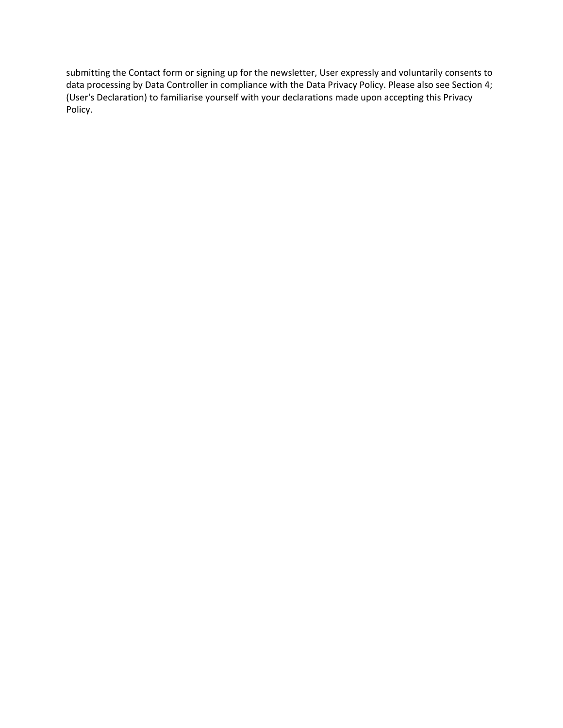submitting the Contact form or signing up for the newsletter, User expressly and voluntarily consents to data processing by Data Controller in compliance with the Data Privacy Policy. Please also see Section 4; (User's Declaration) to familiarise yourself with your declarations made upon accepting this Privacy Policy.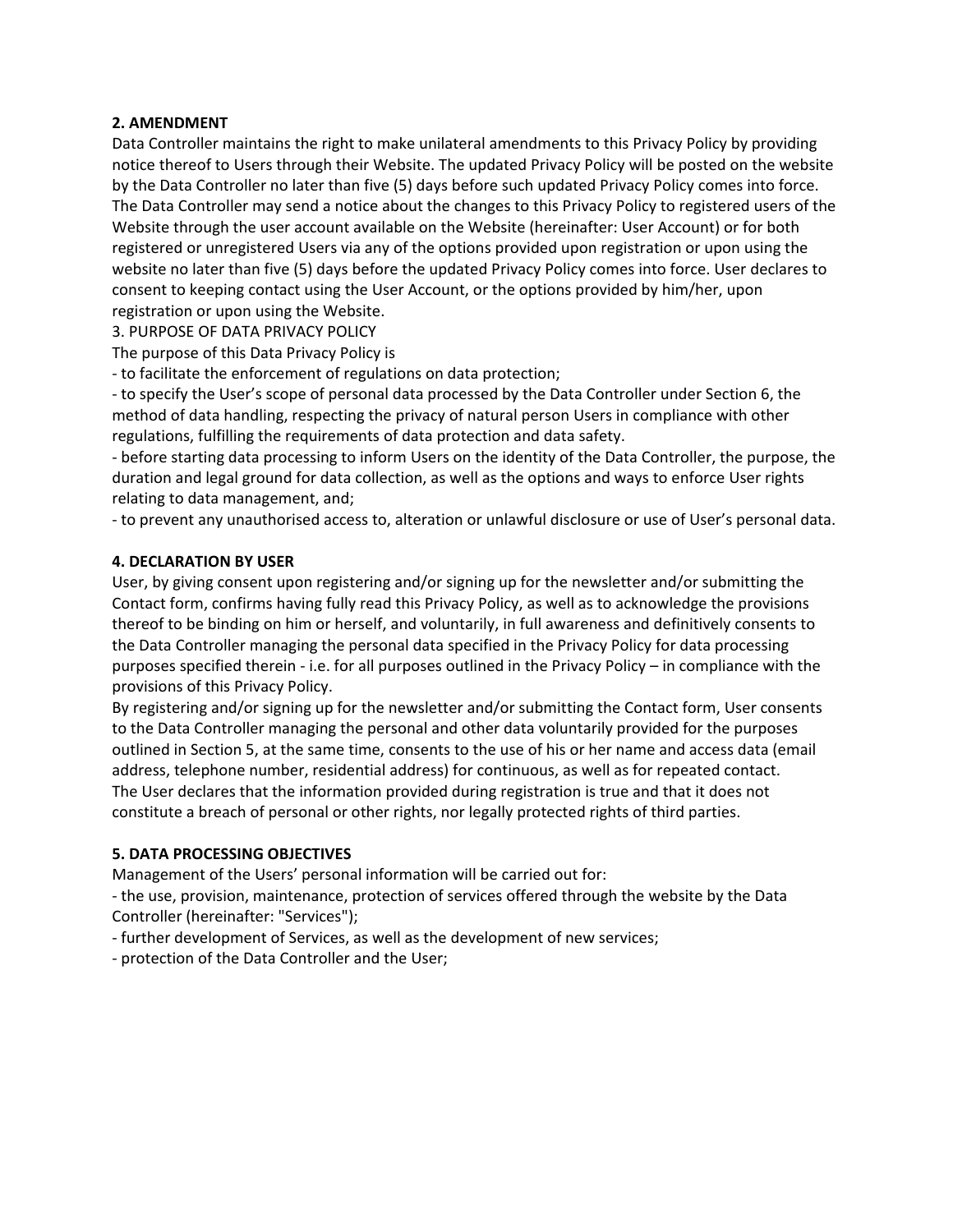**2. AMENDMENT**

Data Controller maintains the right to make unilateral amendments to this Privacy Policy by providing notice thereof to Users through their Website. The updated Privacy Policy will be posted on the website by the Data Controller no later than five (5) days before such updated Privacy Policy comes into force. The Data Controller may send a notice about the changes to this Privacy Policy to registered users of the Website through the user account available on the Website (hereinafter: User Account) or for both registered or unregistered Users via any of the options provided upon registration or upon using the website no later than five (5) days before the updated Privacy Policy comes into force. User declares to consent to keeping contact using the User Account, or the options provided by him/her, upon registration or upon using the Website.

3. PURPOSE OF DATA PRIVACY POLICY

The purpose of this Data Privacy Policy is

- to facilitate the enforcement of regulations on data protection;
- to specify the User's scope of personal data processed by the Data Controller under Section 6, the method of data handling, respecting the privacy of natural person Users in compliance with other regulations, fulfilling the requirements of data protection and data safety.
- before starting data processing to inform Users on the identity of the Data Controller, the purpose, the duration and legal ground for data collection, as well as the options and ways to enforce User rights relating to data management, and;
- to prevent any unauthorised access to, alteration or unlawful disclosure or use of User's personal data.

**4. DECLARATION BY USER**

User, by giving consent upon registering and/or signing up for the newsletter and/or submitting the Contact form, confirms having fully read this Privacy Policy, as well as to acknowledge the provisions thereof to be binding on him or herself, and voluntarily, in full awareness and definitively consents to the Data Controller managing the personal data specified in the Privacy Policy for data processing purposes specified therein - i.e. for all purposes outlined in the Privacy Policy – in compliance with the provisions of this Privacy Policy.

By registering and/or signing up for the newsletter and/or submitting the Contact form, User consents to the Data Controller managing the personal and other data voluntarily provided for the purposes outlined in Section 5, at the same time, consents to the use of his or her name and access data (email address, telephone number, residential address) for continuous, as well as for repeated contact.

The User declares that the information provided during registration is true and that it does not constitute a breach of personal or other rights, nor legally protected rights of third parties.

**5. DATA PROCESSING OBJECTIVES**

Management of the Users' personal information will be carried out for:

- the use, provision, maintenance, protection of services offered through the website by the Data Controller (hereinafter: "Services");
- further development of Services, as well as the development of new services;
- protection of the Data Controller and the User;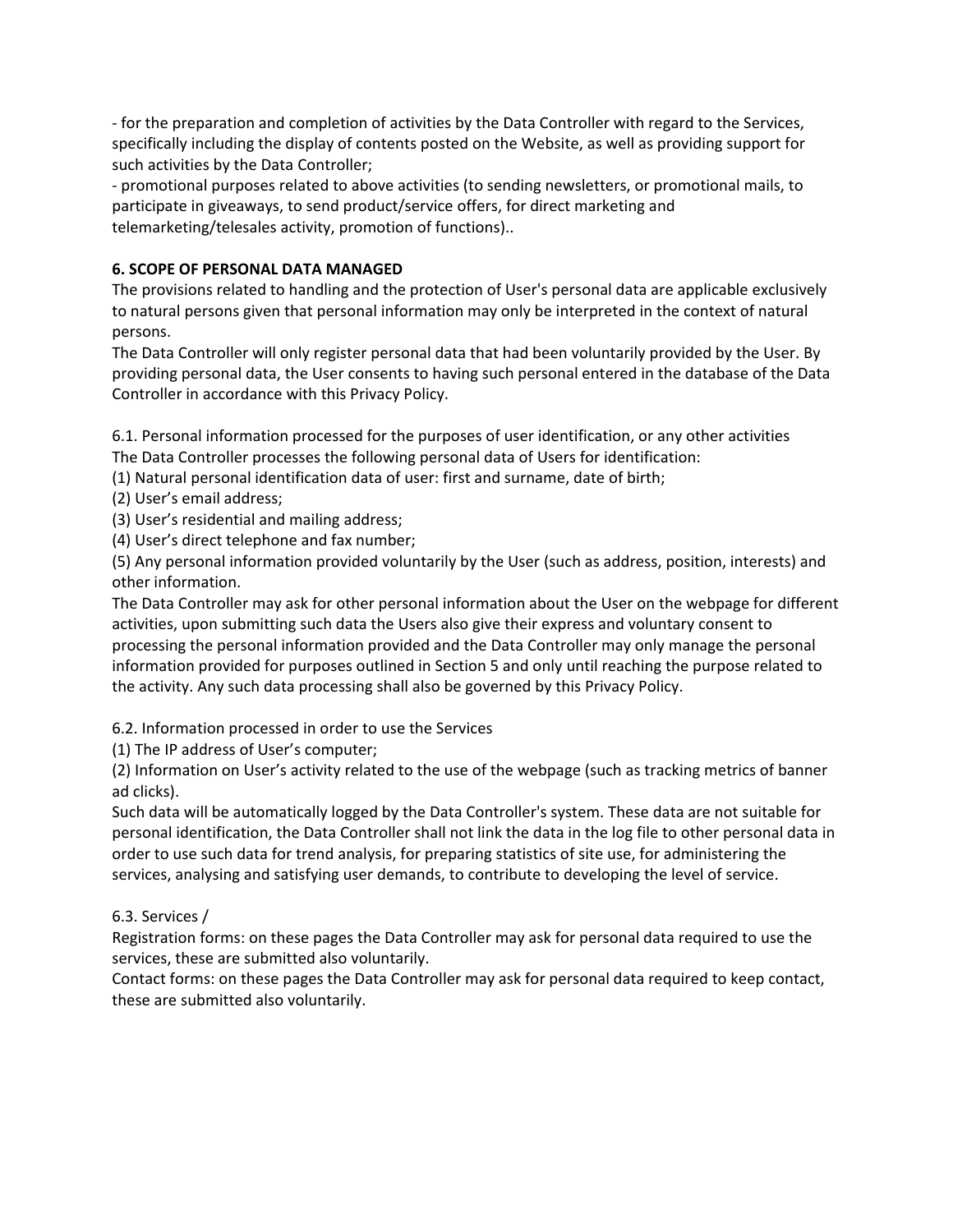- for the preparation and completion of activities by the Data Controller with regard to the Services, specifically including the display of contents posted on the Website, as well as providing support for such activities by the Data Controller;
- promotional purposes related to above activities (to sending newsletters, or promotional mails, to participate in giveaways, to send product/service offers, for direct marketing and telemarketing/telesales activity, promotion of functions)..

**6. SCOPE OF PERSONAL DATA MANAGED**

The provisions related to handling and the protection of User's personal data are applicable exclusively to natural persons given that personal information may only be interpreted in the context of natural persons.

The Data Controller will only register personal data that had been voluntarily provided by the User. By providing personal data, the User consents to having such personal entered in the database of the Data Controller in accordance with this Privacy Policy.

6.1. Personal information processed for the purposes of user identification, or any other activities

The Data Controller processes the following personal data of Users for identification:

(1) Natural personal identification data of user: first and surname, date of birth;

(2) User's email address;

(3) User's residential and mailing address;

(4) User's direct telephone and fax number;

(5) Any personal information provided voluntarily by the User (such as address, position, interests) and other information.

The Data Controller may ask for other personal information about the User on the webpage for different activities, upon submitting such data the Users also give their express and voluntary consent to processing the personal information provided and the Data Controller may only manage the personal information provided for purposes outlined in Section 5 and only until reaching the purpose related to the activity. Any such data processing shall also be governed by this Privacy Policy.

6.2. Information processed in order to use the Services

(1) The IP address of User's computer;

(2) Information on User's activity related to the use of the webpage (such as tracking metrics of banner ad clicks).

Such data will be automatically logged by the Data Controller's system. These data are not suitable for personal identification, the Data Controller shall not link the data in the log file to other personal data in order to use such data for trend analysis, for preparing statistics of site use, for administering the services, analysing and satisfying user demands, to contribute to developing the level of service.

6.3. Services /

Registration forms: on these pages the Data Controller may ask for personal data required to use the services, these are submitted also voluntarily.

Contact forms: on these pages the Data Controller may ask for personal data required to keep contact, these are submitted also voluntarily.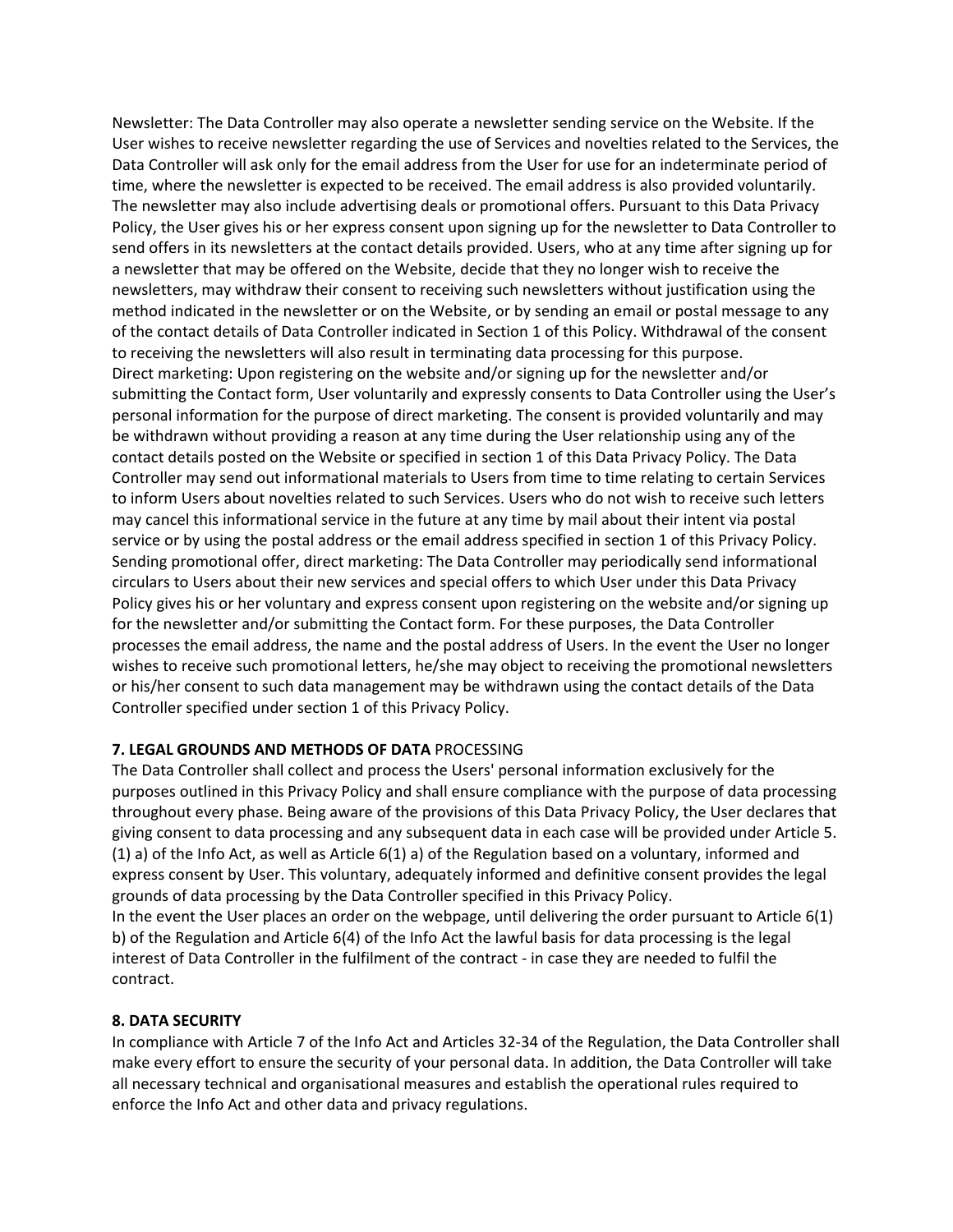Newsletter: The Data Controller may also operate a newsletter sending service on the Website. If the User wishes to receive newsletter regarding the use of Services and novelties related to the Services, the Data Controller will ask only for the email address from the User for use for an indeterminate period of time, where the newsletter is expected to be received. The email address is also provided voluntarily. The newsletter may also include advertising deals or promotional offers. Pursuant to this Data Privacy Policy, the User gives his or her express consent upon signing up for the newsletter to Data Controller to send offers in its newsletters at the contact details provided. Users, who at any time after signing up for a newsletter that may be offered on the Website, decide that they no longer wish to receive the newsletters, may withdraw their consent to receiving such newsletters without justification using the method indicated in the newsletter or on the Website, or by sending an email or postal message to any of the contact details of Data Controller indicated in Section 1 of this Policy. Withdrawal of the consent to receiving the newsletters will also result in terminating data processing for this purpose.
Direct marketing: Upon registering on the website and/or signing up for the newsletter and/or submitting the Contact form, User voluntarily and expressly consents to Data Controller using the User's personal information for the purpose of direct marketing. The consent is provided voluntarily and may be withdrawn without providing a reason at any time during the User relationship using any of the contact details posted on the Website or specified in section 1 of this Data Privacy Policy. The Data Controller may send out informational materials to Users from time to time relating to certain Services to inform Users about novelties related to such Services. Users who do not wish to receive such letters may cancel this informational service in the future at any time by mail about their intent via postal service or by using the postal address or the email address specified in section 1 of this Privacy Policy.
Sending promotional offer, direct marketing: The Data Controller may periodically send informational circulars to Users about their new services and special offers to which User under this Data Privacy Policy gives his or her voluntary and express consent upon registering on the website and/or signing up for the newsletter and/or submitting the Contact form. For these purposes, the Data Controller processes the email address, the name and the postal address of Users. In the event the User no longer wishes to receive such promotional letters, he/she may object to receiving the promotional newsletters or his/her consent to such data management may be withdrawn using the contact details of the Data Controller specified under section 1 of this Privacy Policy.

## 7. LEGAL GROUNDS AND METHODS OF DATA PROCESSING

The Data Controller shall collect and process the Users' personal information exclusively for the purposes outlined in this Privacy Policy and shall ensure compliance with the purpose of data processing throughout every phase. Being aware of the provisions of this Data Privacy Policy, the User declares that giving consent to data processing and any subsequent data in each case will be provided under Article 5. (1) a) of the Info Act, as well as Article 6(1) a) of the Regulation based on a voluntary, informed and express consent by User. This voluntary, adequately informed and definitive consent provides the legal grounds of data processing by the Data Controller specified in this Privacy Policy.
In the event the User places an order on the webpage, until delivering the order pursuant to Article 6(1) b) of the Regulation and Article 6(4) of the Info Act the lawful basis for data processing is the legal interest of Data Controller in the fulfilment of the contract - in case they are needed to fulfil the contract.

## 8. DATA SECURITY

In compliance with Article 7 of the Info Act and Articles 32-34 of the Regulation, the Data Controller shall make every effort to ensure the security of your personal data. In addition, the Data Controller will take all necessary technical and organisational measures and establish the operational rules required to enforce the Info Act and other data and privacy regulations.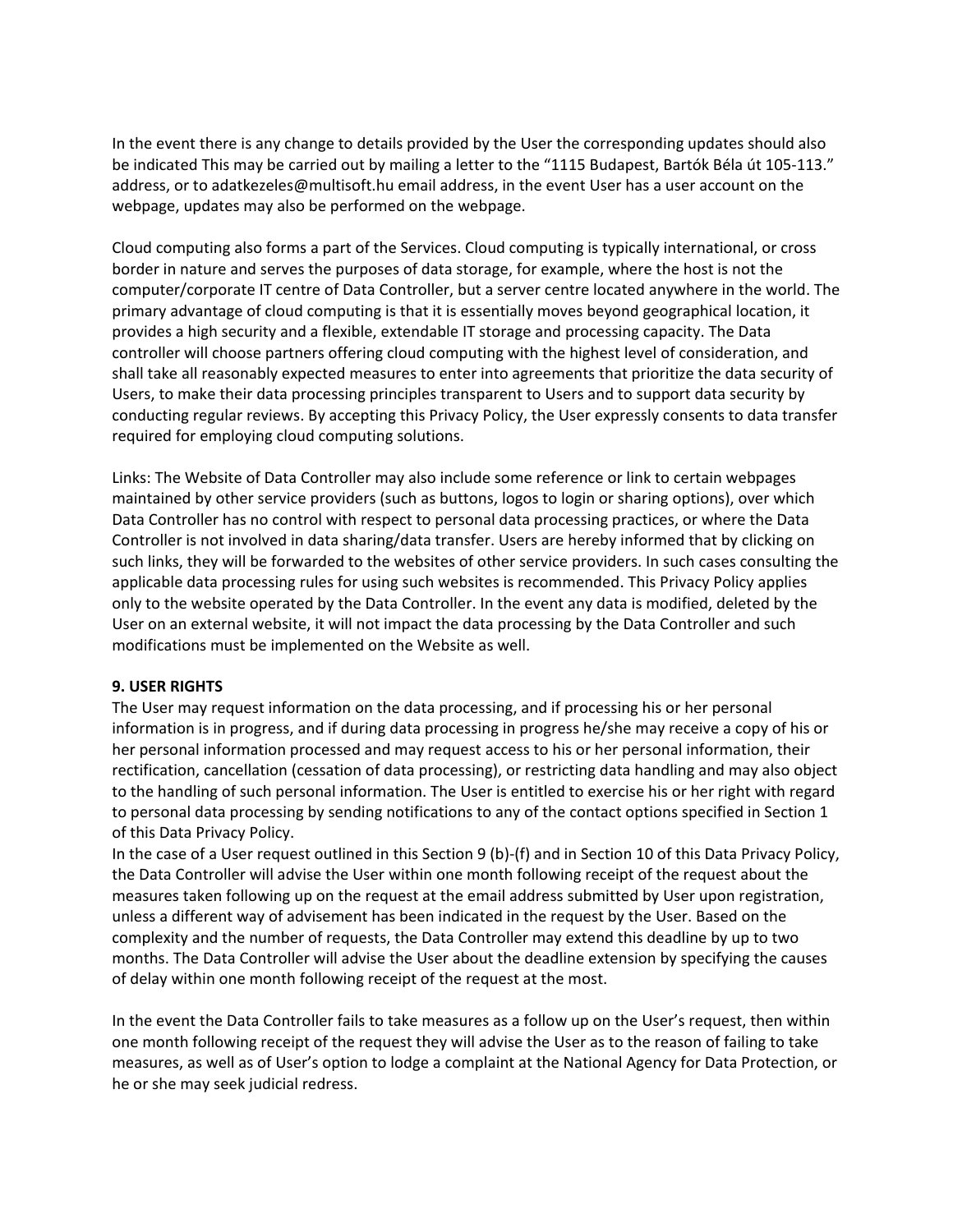In the event there is any change to details provided by the User the corresponding updates should also be indicated This may be carried out by mailing a letter to the "1115 Budapest, Bartók Béla út 105-113." address, or to adatkezeles@multisoft.hu email address, in the event User has a user account on the webpage, updates may also be performed on the webpage.

Cloud computing also forms a part of the Services. Cloud computing is typically international, or cross border in nature and serves the purposes of data storage, for example, where the host is not the computer/corporate IT centre of Data Controller, but a server centre located anywhere in the world. The primary advantage of cloud computing is that it is essentially moves beyond geographical location, it provides a high security and a flexible, extendable IT storage and processing capacity. The Data controller will choose partners offering cloud computing with the highest level of consideration, and shall take all reasonably expected measures to enter into agreements that prioritize the data security of Users, to make their data processing principles transparent to Users and to support data security by conducting regular reviews. By accepting this Privacy Policy, the User expressly consents to data transfer required for employing cloud computing solutions.

Links: The Website of Data Controller may also include some reference or link to certain webpages maintained by other service providers (such as buttons, logos to login or sharing options), over which Data Controller has no control with respect to personal data processing practices, or where the Data Controller is not involved in data sharing/data transfer. Users are hereby informed that by clicking on such links, they will be forwarded to the websites of other service providers. In such cases consulting the applicable data processing rules for using such websites is recommended. This Privacy Policy applies only to the website operated by the Data Controller. In the event any data is modified, deleted by the User on an external website, it will not impact the data processing by the Data Controller and such modifications must be implemented on the Website as well.

**9. USER RIGHTS**

The User may request information on the data processing, and if processing his or her personal information is in progress, and if during data processing in progress he/she may receive a copy of his or her personal information processed and may request access to his or her personal information, their rectification, cancellation (cessation of data processing), or restricting data handling and may also object to the handling of such personal information. The User is entitled to exercise his or her right with regard to personal data processing by sending notifications to any of the contact options specified in Section 1 of this Data Privacy Policy.

In the case of a User request outlined in this Section 9 (b)-(f) and in Section 10 of this Data Privacy Policy, the Data Controller will advise the User within one month following receipt of the request about the measures taken following up on the request at the email address submitted by User upon registration, unless a different way of advisement has been indicated in the request by the User. Based on the complexity and the number of requests, the Data Controller may extend this deadline by up to two months. The Data Controller will advise the User about the deadline extension by specifying the causes of delay within one month following receipt of the request at the most.

In the event the Data Controller fails to take measures as a follow up on the User's request, then within one month following receipt of the request they will advise the User as to the reason of failing to take measures, as well as of User's option to lodge a complaint at the National Agency for Data Protection, or he or she may seek judicial redress.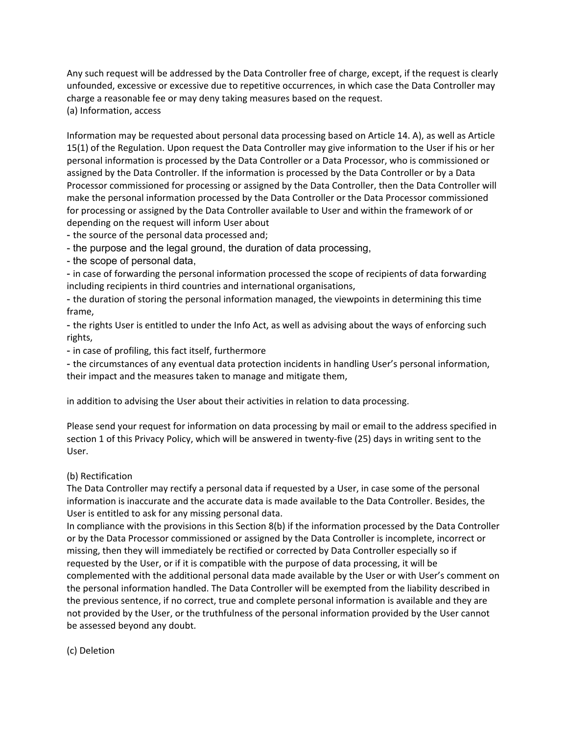Any such request will be addressed by the Data Controller free of charge, except, if the request is clearly unfounded, excessive or excessive due to repetitive occurrences, in which case the Data Controller may charge a reasonable fee or may deny taking measures based on the request.

(a) Information, access

Information may be requested about personal data processing based on Article 14. A), as well as Article 15(1) of the Regulation. Upon request the Data Controller may give information to the User if his or her personal information is processed by the Data Controller or a Data Processor, who is commissioned or assigned by the Data Controller. If the information is processed by the Data Controller or by a Data Processor commissioned for processing or assigned by the Data Controller, then the Data Controller will make the personal information processed by the Data Controller or the Data Processor commissioned for processing or assigned by the Data Controller available to User and within the framework of or depending on the request will inform User about

- the source of the personal data processed and;
- the purpose and the legal ground, the duration of data processing,
- the scope of personal data,
- in case of forwarding the personal information processed the scope of recipients of data forwarding including recipients in third countries and international organisations,
- the duration of storing the personal information managed, the viewpoints in determining this time frame,
- the rights User is entitled to under the Info Act, as well as advising about the ways of enforcing such rights,
- in case of profiling, this fact itself, furthermore
- the circumstances of any eventual data protection incidents in handling User's personal information, their impact and the measures taken to manage and mitigate them,

in addition to advising the User about their activities in relation to data processing.

Please send your request for information on data processing by mail or email to the address specified in section 1 of this Privacy Policy, which will be answered in twenty-five (25) days in writing sent to the User.

(b) Rectification

The Data Controller may rectify a personal data if requested by a User, in case some of the personal information is inaccurate and the accurate data is made available to the Data Controller. Besides, the User is entitled to ask for any missing personal data.

In compliance with the provisions in this Section 8(b) if the information processed by the Data Controller or by the Data Processor commissioned or assigned by the Data Controller is incomplete, incorrect or missing, then they will immediately be rectified or corrected by Data Controller especially so if requested by the User, or if it is compatible with the purpose of data processing, it will be complemented with the additional personal data made available by the User or with User's comment on the personal information handled. The Data Controller will be exempted from the liability described in the previous sentence, if no correct, true and complete personal information is available and they are not provided by the User, or the truthfulness of the personal information provided by the User cannot be assessed beyond any doubt.

(c) Deletion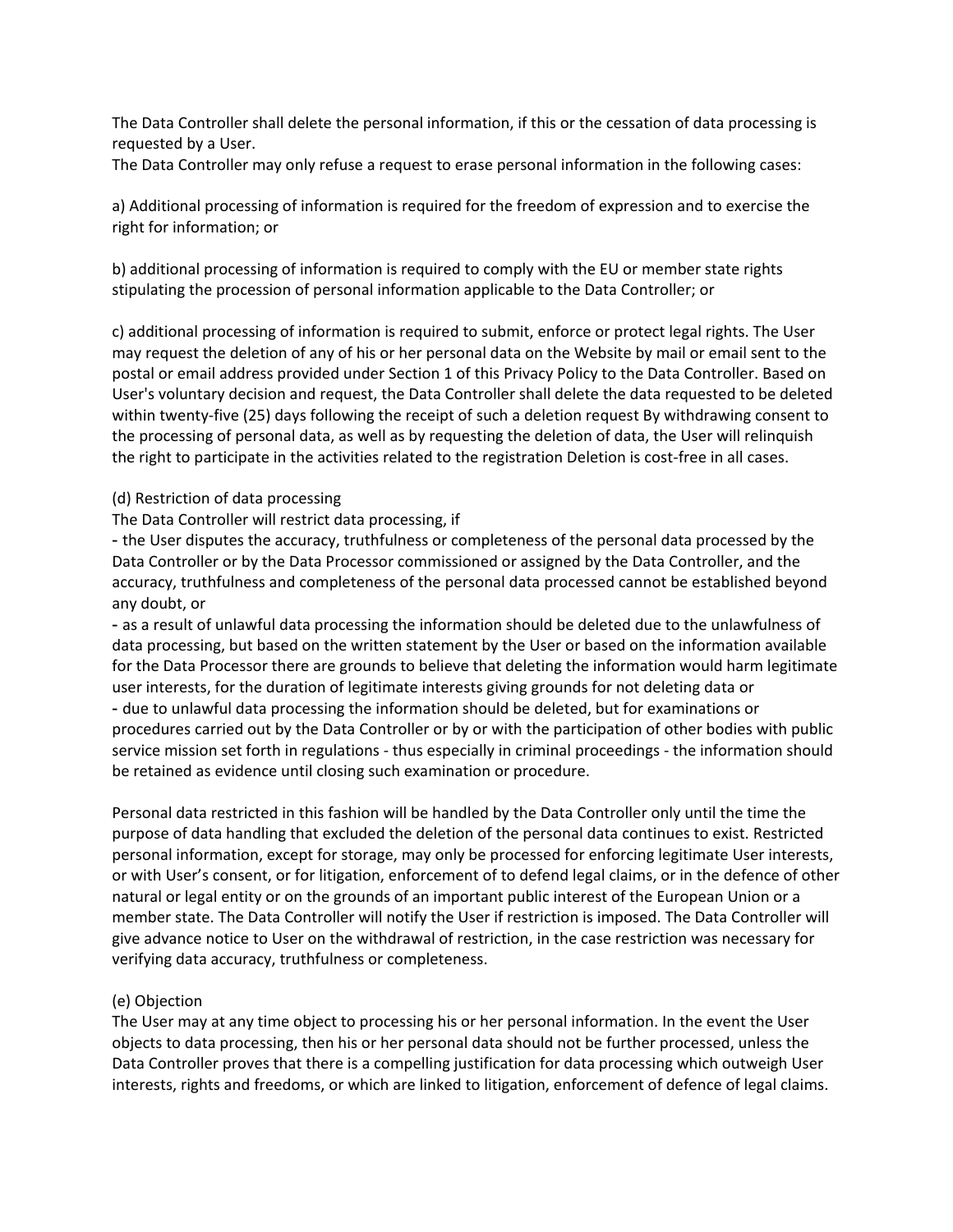The Data Controller shall delete the personal information, if this or the cessation of data processing is requested by a User.
The Data Controller may only refuse a request to erase personal information in the following cases:

a) Additional processing of information is required for the freedom of expression and to exercise the right for information; or

b) additional processing of information is required to comply with the EU or member state rights stipulating the procession of personal information applicable to the Data Controller; or

c) additional processing of information is required to submit, enforce or protect legal rights. The User may request the deletion of any of his or her personal data on the Website by mail or email sent to the postal or email address provided under Section 1 of this Privacy Policy to the Data Controller. Based on User's voluntary decision and request, the Data Controller shall delete the data requested to be deleted within twenty-five (25) days following the receipt of such a deletion request By withdrawing consent to the processing of personal data, as well as by requesting the deletion of data, the User will relinquish the right to participate in the activities related to the registration Deletion is cost-free in all cases.

(d) Restriction of data processing
The Data Controller will restrict data processing, if
- the User disputes the accuracy, truthfulness or completeness of the personal data processed by the Data Controller or by the Data Processor commissioned or assigned by the Data Controller, and the accuracy, truthfulness and completeness of the personal data processed cannot be established beyond any doubt, or
- as a result of unlawful data processing the information should be deleted due to the unlawfulness of data processing, but based on the written statement by the User or based on the information available for the Data Processor there are grounds to believe that deleting the information would harm legitimate user interests, for the duration of legitimate interests giving grounds for not deleting data or
- due to unlawful data processing the information should be deleted, but for examinations or procedures carried out by the Data Controller or by or with the participation of other bodies with public service mission set forth in regulations - thus especially in criminal proceedings - the information should be retained as evidence until closing such examination or procedure.

Personal data restricted in this fashion will be handled by the Data Controller only until the time the purpose of data handling that excluded the deletion of the personal data continues to exist. Restricted personal information, except for storage, may only be processed for enforcing legitimate User interests, or with User's consent, or for litigation, enforcement of to defend legal claims, or in the defence of other natural or legal entity or on the grounds of an important public interest of the European Union or a member state. The Data Controller will notify the User if restriction is imposed. The Data Controller will give advance notice to User on the withdrawal of restriction, in the case restriction was necessary for verifying data accuracy, truthfulness or completeness.

(e) Objection
The User may at any time object to processing his or her personal information. In the event the User objects to data processing, then his or her personal data should not be further processed, unless the Data Controller proves that there is a compelling justification for data processing which outweigh User interests, rights and freedoms, or which are linked to litigation, enforcement of defence of legal claims.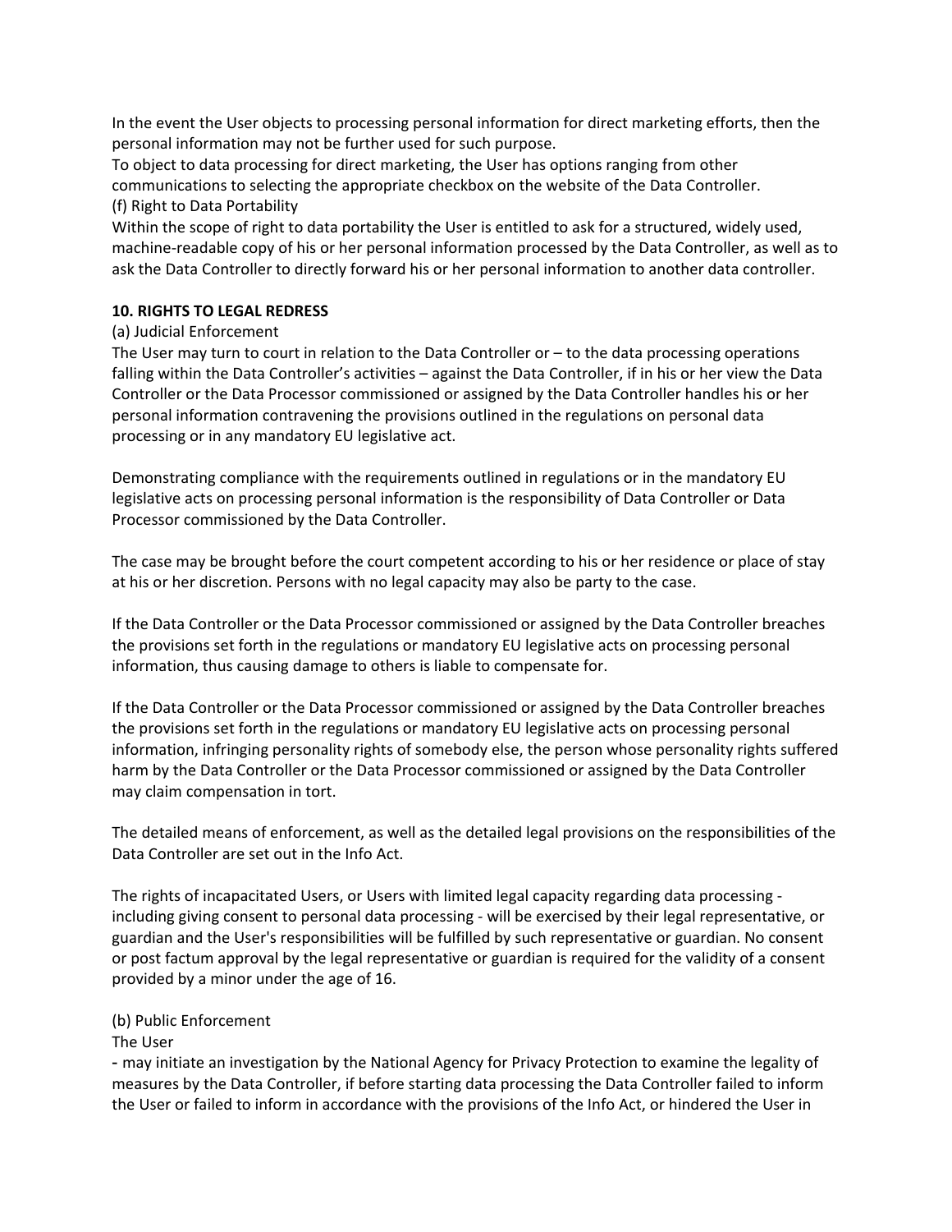In the event the User objects to processing personal information for direct marketing efforts, then the personal information may not be further used for such purpose.
To object to data processing for direct marketing, the User has options ranging from other communications to selecting the appropriate checkbox on the website of the Data Controller.
(f) Right to Data Portability
Within the scope of right to data portability the User is entitled to ask for a structured, widely used, machine-readable copy of his or her personal information processed by the Data Controller, as well as to ask the Data Controller to directly forward his or her personal information to another data controller.

**10. RIGHTS TO LEGAL REDRESS**

(a) Judicial Enforcement
The User may turn to court in relation to the Data Controller or – to the data processing operations falling within the Data Controller's activities – against the Data Controller, if in his or her view the Data Controller or the Data Processor commissioned or assigned by the Data Controller handles his or her personal information contravening the provisions outlined in the regulations on personal data processing or in any mandatory EU legislative act.

Demonstrating compliance with the requirements outlined in regulations or in the mandatory EU legislative acts on processing personal information is the responsibility of Data Controller or Data Processor commissioned by the Data Controller.

The case may be brought before the court competent according to his or her residence or place of stay at his or her discretion. Persons with no legal capacity may also be party to the case.

If the Data Controller or the Data Processor commissioned or assigned by the Data Controller breaches the provisions set forth in the regulations or mandatory EU legislative acts on processing personal information, thus causing damage to others is liable to compensate for.

If the Data Controller or the Data Processor commissioned or assigned by the Data Controller breaches the provisions set forth in the regulations or mandatory EU legislative acts on processing personal information, infringing personality rights of somebody else, the person whose personality rights suffered harm by the Data Controller or the Data Processor commissioned or assigned by the Data Controller may claim compensation in tort.

The detailed means of enforcement, as well as the detailed legal provisions on the responsibilities of the Data Controller are set out in the Info Act.

The rights of incapacitated Users, or Users with limited legal capacity regarding data processing - including giving consent to personal data processing - will be exercised by their legal representative, or guardian and the User's responsibilities will be fulfilled by such representative or guardian. No consent or post factum approval by the legal representative or guardian is required for the validity of a consent provided by a minor under the age of 16.

(b) Public Enforcement
The User
- may initiate an investigation by the National Agency for Privacy Protection to examine the legality of measures by the Data Controller, if before starting data processing the Data Controller failed to inform the User or failed to inform in accordance with the provisions of the Info Act, or hindered the User in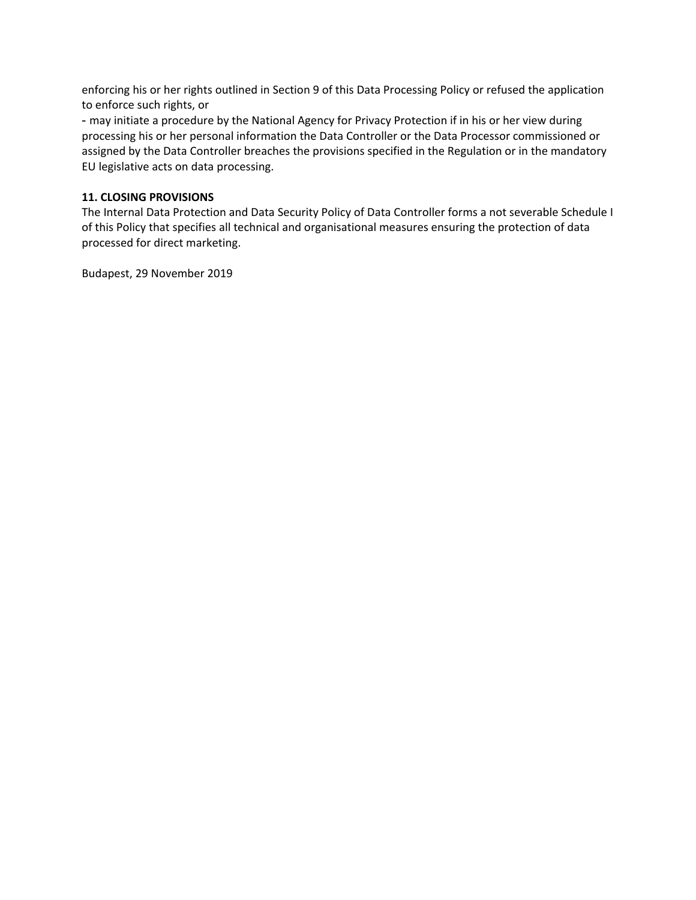enforcing his or her rights outlined in Section 9 of this Data Processing Policy or refused the application to enforce such rights, or

- may initiate a procedure by the National Agency for Privacy Protection if in his or her view during processing his or her personal information the Data Controller or the Data Processor commissioned or assigned by the Data Controller breaches the provisions specified in the Regulation or in the mandatory EU legislative acts on data processing.

**11. CLOSING PROVISIONS**

The Internal Data Protection and Data Security Policy of Data Controller forms a not severable Schedule I of this Policy that specifies all technical and organisational measures ensuring the protection of data processed for direct marketing.

Budapest, 29 November 2019